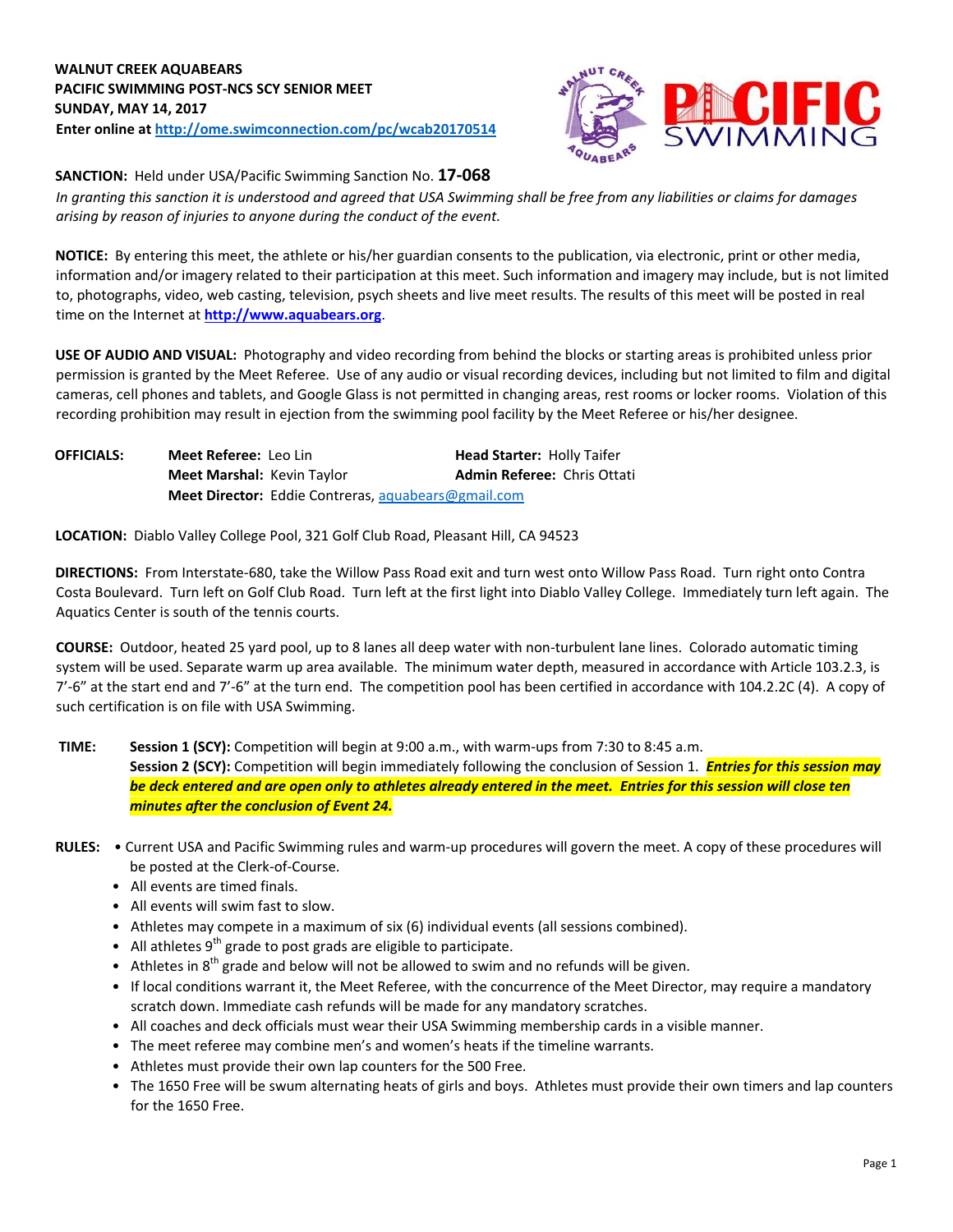**WALNUT CREEK AQUABEARS**
**PACIFIC SWIMMING POST-NCS SCY SENIOR MEET**
**SUNDAY, MAY 14, 2017**
**Enter online at [http://ome.swimconnection.com/pc/wcab20170514](http://ome.swimconnection.com/pc/wcab20170514)**

**SANCTION:** Held under USA/Pacific Swimming Sanction No. **17-068**

*In granting this sanction it is understood and agreed that USA Swimming shall be free from any liabilities or claims for damages arising by reason of injuries to anyone during the conduct of the event.*

**NOTICE:** By entering this meet, the athlete or his/her guardian consents to the publication, via electronic, print or other media, information and/or imagery related to their participation at this meet. Such information and imagery may include, but is not limited to, photographs, video, web casting, television, psych sheets and live meet results. The results of this meet will be posted in real time on the Internet at **[http://www.aquabears.org](http://www.aquabears.org)**.

**USE OF AUDIO AND VISUAL:** Photography and video recording from behind the blocks or starting areas is prohibited unless prior permission is granted by the Meet Referee. Use of any audio or visual recording devices, including but not limited to film and digital cameras, cell phones and tablets, and Google Glass is not permitted in changing areas, rest rooms or locker rooms. Violation of this recording prohibition may result in ejection from the swimming pool facility by the Meet Referee or his/her designee.

**OFFICIALS:**
**Meet Referee:** Leo Lin
**Head Starter:** Holly Taifer
**Meet Marshal:** Kevin Taylor
**Admin Referee:** Chris Ottati
**Meet Director:** Eddie Contreras, [aquabears@gmail.com](mailto:aquabears@gmail.com)

**LOCATION:** Diablo Valley College Pool, 321 Golf Club Road, Pleasant Hill, CA 94523

**DIRECTIONS:** From Interstate-680, take the Willow Pass Road exit and turn west onto Willow Pass Road. Turn right onto Contra Costa Boulevard. Turn left on Golf Club Road. Turn left at the first light into Diablo Valley College. Immediately turn left again. The Aquatics Center is south of the tennis courts.

**COURSE:** Outdoor, heated 25 yard pool, up to 8 lanes all deep water with non-turbulent lane lines. Colorado automatic timing system will be used. Separate warm up area available. The minimum water depth, measured in accordance with Article 103.2.3, is 7'-6" at the start end and 7'-6" at the turn end. The competition pool has been certified in accordance with 104.2.2C (4). A copy of such certification is on file with USA Swimming.

**TIME:**
**Session 1 (SCY):** Competition will begin at 9:00 a.m., with warm-ups from 7:30 to 8:45 a.m.
**Session 2 (SCY):** Competition will begin immediately following the conclusion of Session 1. ***Entries for this session may be deck entered and are open only to athletes already entered in the meet. Entries for this session will close ten minutes after the conclusion of Event 24.***

**RULES:**
- Current USA and Pacific Swimming rules and warm-up procedures will govern the meet. A copy of these procedures will be posted at the Clerk-of-Course.
- All events are timed finals.
- All events will swim fast to slow.
- Athletes may compete in a maximum of six (6) individual events (all sessions combined).
- All athletes 9th grade to post grads are eligible to participate.
- Athletes in 8th grade and below will not be allowed to swim and no refunds will be given.
- If local conditions warrant it, the Meet Referee, with the concurrence of the Meet Director, may require a mandatory scratch down. Immediate cash refunds will be made for any mandatory scratches.
- All coaches and deck officials must wear their USA Swimming membership cards in a visible manner.
- The meet referee may combine men's and women's heats if the timeline warrants.
- Athletes must provide their own lap counters for the 500 Free.
- The 1650 Free will be swum alternating heats of girls and boys. Athletes must provide their own timers and lap counters for the 1650 Free.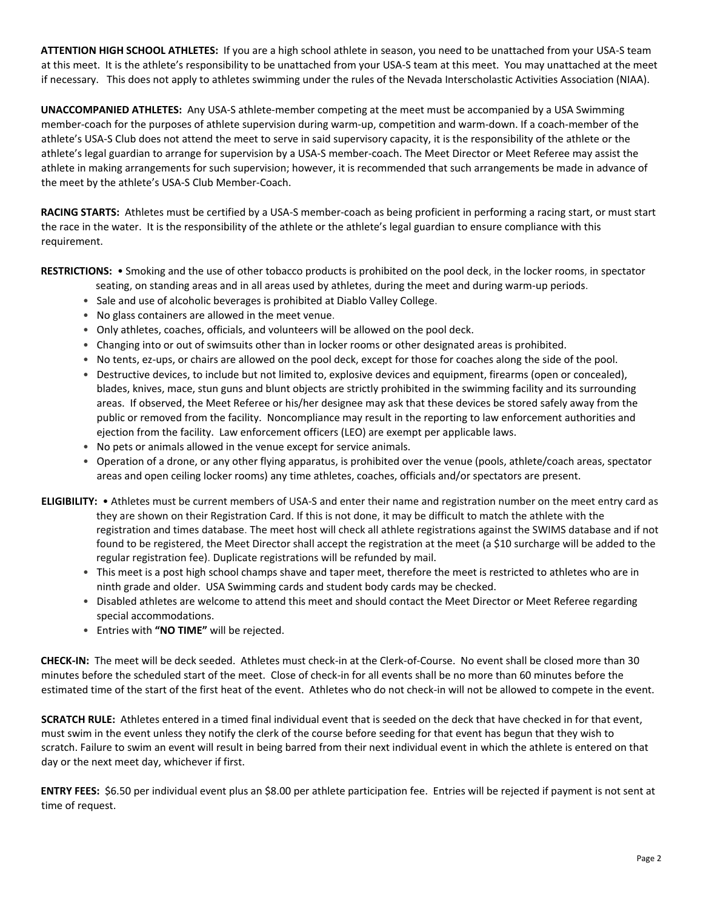**ATTENTION HIGH SCHOOL ATHLETES:** If you are a high school athlete in season, you need to be unattached from your USA-S team at this meet. It is the athlete's responsibility to be unattached from your USA-S team at this meet. You may unattached at the meet if necessary. This does not apply to athletes swimming under the rules of the Nevada Interscholastic Activities Association (NIAA).

**UNACCOMPANIED ATHLETES:** Any USA-S athlete-member competing at the meet must be accompanied by a USA Swimming member-coach for the purposes of athlete supervision during warm-up, competition and warm-down. If a coach-member of the athlete's USA-S Club does not attend the meet to serve in said supervisory capacity, it is the responsibility of the athlete or the athlete's legal guardian to arrange for supervision by a USA-S member-coach. The Meet Director or Meet Referee may assist the athlete in making arrangements for such supervision; however, it is recommended that such arrangements be made in advance of the meet by the athlete's USA-S Club Member-Coach.

**RACING STARTS:** Athletes must be certified by a USA-S member-coach as being proficient in performing a racing start, or must start the race in the water. It is the responsibility of the athlete or the athlete's legal guardian to ensure compliance with this requirement.

**RESTRICTIONS:**

- Smoking and the use of other tobacco products is prohibited on the pool deck, in the locker rooms, in spectator seating, on standing areas and in all areas used by athletes, during the meet and during warm-up periods.
- Sale and use of alcoholic beverages is prohibited at Diablo Valley College.
- No glass containers are allowed in the meet venue.
- Only athletes, coaches, officials, and volunteers will be allowed on the pool deck.
- Changing into or out of swimsuits other than in locker rooms or other designated areas is prohibited.
- No tents, ez-ups, or chairs are allowed on the pool deck, except for those for coaches along the side of the pool.
- Destructive devices, to include but not limited to, explosive devices and equipment, firearms (open or concealed), blades, knives, mace, stun guns and blunt objects are strictly prohibited in the swimming facility and its surrounding areas. If observed, the Meet Referee or his/her designee may ask that these devices be stored safely away from the public or removed from the facility. Noncompliance may result in the reporting to law enforcement authorities and ejection from the facility. Law enforcement officers (LEO) are exempt per applicable laws.
- No pets or animals allowed in the venue except for service animals.
- Operation of a drone, or any other flying apparatus, is prohibited over the venue (pools, athlete/coach areas, spectator areas and open ceiling locker rooms) any time athletes, coaches, officials and/or spectators are present.

**ELIGIBILITY:**

- Athletes must be current members of USA-S and enter their name and registration number on the meet entry card as they are shown on their Registration Card. If this is not done, it may be difficult to match the athlete with the registration and times database. The meet host will check all athlete registrations against the SWIMS database and if not found to be registered, the Meet Director shall accept the registration at the meet (a $10 surcharge will be added to the regular registration fee). Duplicate registrations will be refunded by mail.
- This meet is a post high school champs shave and taper meet, therefore the meet is restricted to athletes who are in ninth grade and older. USA Swimming cards and student body cards may be checked.
- Disabled athletes are welcome to attend this meet and should contact the Meet Director or Meet Referee regarding special accommodations.
- Entries with **"NO TIME"** will be rejected.

**CHECK-IN:** The meet will be deck seeded. Athletes must check-in at the Clerk-of-Course. No event shall be closed more than 30 minutes before the scheduled start of the meet. Close of check-in for all events shall be no more than 60 minutes before the estimated time of the start of the first heat of the event. Athletes who do not check-in will not be allowed to compete in the event.

**SCRATCH RULE:** Athletes entered in a timed final individual event that is seeded on the deck that have checked in for that event, must swim in the event unless they notify the clerk of the course before seeding for that event has begun that they wish to scratch. Failure to swim an event will result in being barred from their next individual event in which the athlete is entered on that day or the next meet day, whichever if first.

**ENTRY FEES:** $6.50 per individual event plus an $8.00 per athlete participation fee. Entries will be rejected if payment is not sent at time of request.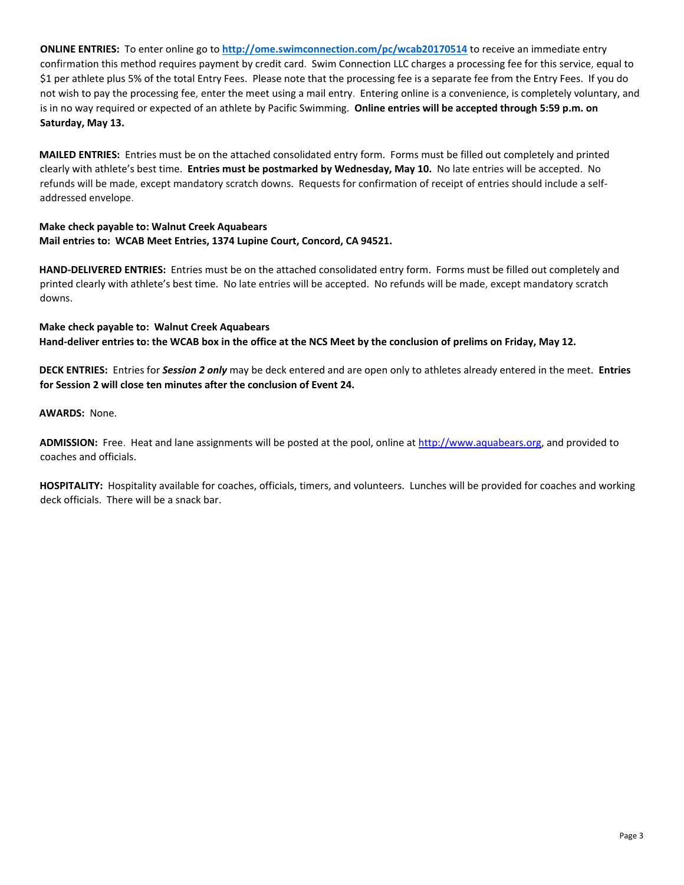**ONLINE ENTRIES:** To enter online go to **http://ome.swimconnection.com/pc/wcab20170514** to receive an immediate entry confirmation this method requires payment by credit card. Swim Connection LLC charges a processing fee for this service, equal to $1 per athlete plus 5% of the total Entry Fees. Please note that the processing fee is a separate fee from the Entry Fees. If you do not wish to pay the processing fee, enter the meet using a mail entry. Entering online is a convenience, is completely voluntary, and is in no way required or expected of an athlete by Pacific Swimming. **Online entries will be accepted through 5:59 p.m. on Saturday, May 13.**

**MAILED ENTRIES:** Entries must be on the attached consolidated entry form. Forms must be filled out completely and printed clearly with athlete's best time. **Entries must be postmarked by Wednesday, May 10.** No late entries will be accepted. No refunds will be made, except mandatory scratch downs. Requests for confirmation of receipt of entries should include a self-addressed envelope.

**Make check payable to: Walnut Creek Aquabears**
**Mail entries to: WCAB Meet Entries, 1374 Lupine Court, Concord, CA 94521.**

**HAND-DELIVERED ENTRIES:** Entries must be on the attached consolidated entry form. Forms must be filled out completely and printed clearly with athlete's best time. No late entries will be accepted. No refunds will be made, except mandatory scratch downs.

**Make check payable to: Walnut Creek Aquabears**
**Hand-deliver entries to: the WCAB box in the office at the NCS Meet by the conclusion of prelims on Friday, May 12.**

**DECK ENTRIES:** Entries for ***Session 2 only*** may be deck entered and are open only to athletes already entered in the meet. **Entries for Session 2 will close ten minutes after the conclusion of Event 24.**

**AWARDS:** None.

**ADMISSION:** Free. Heat and lane assignments will be posted at the pool, online at http://www.aquabears.org, and provided to coaches and officials.

**HOSPITALITY:** Hospitality available for coaches, officials, timers, and volunteers. Lunches will be provided for coaches and working deck officials. There will be a snack bar.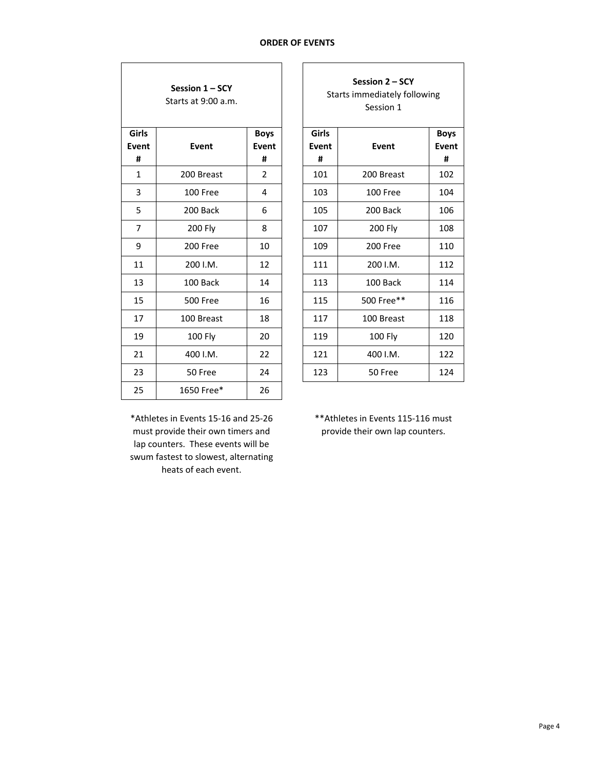## ORDER OF EVENTS

| **Session 1 – SCY**<br>Starts at 9:00 a.m. | | |
|---|---|---|
| **Girls Event #** | **Event** | **Boys Event #** |
| 1 | 200 Breast | 2 |
| 3 | 100 Free | 4 |
| 5 | 200 Back | 6 |
| 7 | 200 Fly | 8 |
| 9 | 200 Free | 10 |
| 11 | 200 I.M. | 12 |
| 13 | 100 Back | 14 |
| 15 | 500 Free | 16 |
| 17 | 100 Breast | 18 |
| 19 | 100 Fly | 20 |
| 21 | 400 I.M. | 22 |
| 23 | 50 Free | 24 |
| 25 | 1650 Free* | 26 |

*Athletes in Events 15-16 and 25-26 must provide their own timers and lap counters. These events will be swum fastest to slowest, alternating heats of each event.

| **Session 2 – SCY**<br>Starts immediately following Session 1 | | |
|---|---|---|
| **Girls Event #** | **Event** | **Boys Event #** |
| 101 | 200 Breast | 102 |
| 103 | 100 Free | 104 |
| 105 | 200 Back | 106 |
| 107 | 200 Fly | 108 |
| 109 | 200 Free | 110 |
| 111 | 200 I.M. | 112 |
| 113 | 100 Back | 114 |
| 115 | 500 Free** | 116 |
| 117 | 100 Breast | 118 |
| 119 | 100 Fly | 120 |
| 121 | 400 I.M. | 122 |
| 123 | 50 Free | 124 |

**Athletes in Events 115-116 must provide their own lap counters.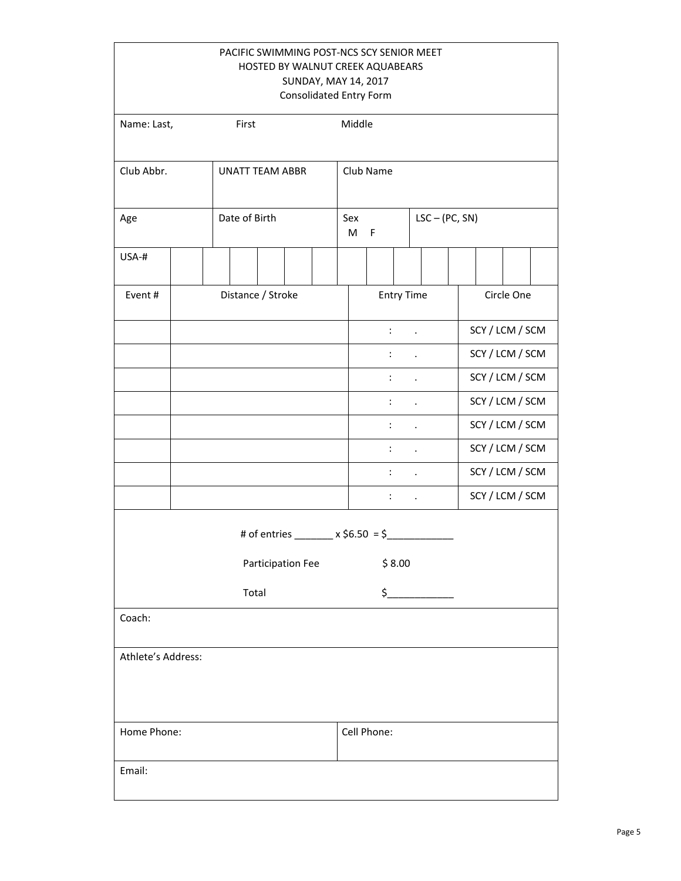PACIFIC SWIMMING POST-NCS SCY SENIOR MEET
HOSTED BY WALNUT CREEK AQUABEARS
SUNDAY, MAY 14, 2017
Consolidated Entry Form

| | | | |
|---|---|---|---|
| Name: Last, | First | Middle | |
| Club Abbr. | UNATT TEAM ABBR | Club Name | |
| Age | Date of Birth | Sex M F | LSC – (PC, SN) |

| | | | | | | | | | | | | | |
|---|---|---|---|---|---|---|---|---|---|---|---|---|---|
| USA-# | | | | | | | | | | | | | |

| Event # | Distance / Stroke | Entry Time | Circle One |
|---|---|---|---|
| | | : . | SCY / LCM / SCM |
| | | : . | SCY / LCM / SCM |
| | | : . | SCY / LCM / SCM |
| | | : . | SCY / LCM / SCM |
| | | : . | SCY / LCM / SCM |
| | | : . | SCY / LCM / SCM |
| | | : . | SCY / LCM / SCM |
| | | : . | SCY / LCM / SCM |

# of entries _______ x $6.50 = $____________

Participation Fee $ 8.00

Total $____________

Coach:

Athlete's Address:

| | |
|---|---|
| Home Phone: | Cell Phone: |

Email: